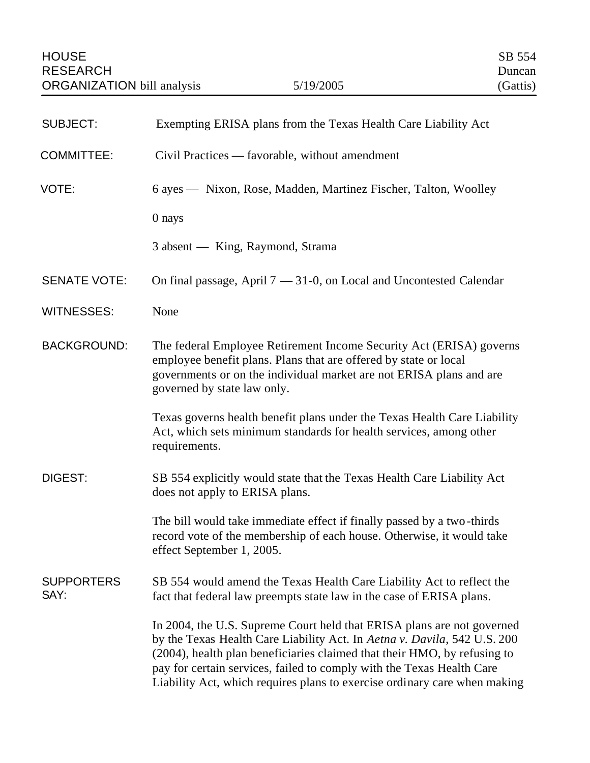HOUSE RESEARCH ORGANIZATION bill analysis

5/19/2005

SB 554
Duncan
(Gattis)

**SUBJECT:** Exempting ERISA plans from the Texas Health Care Liability Act

**COMMITTEE:** Civil Practices — favorable, without amendment

**VOTE:** 6 ayes — Nixon, Rose, Madden, Martinez Fischer, Talton, Woolley

0 nays

3 absent — King, Raymond, Strama

**SENATE VOTE:** On final passage, April 7 — 31-0, on Local and Uncontested Calendar

**WITNESSES:** None

**BACKGROUND:** The federal Employee Retirement Income Security Act (ERISA) governs employee benefit plans. Plans that are offered by state or local governments or on the individual market are not ERISA plans and are governed by state law only.

Texas governs health benefit plans under the Texas Health Care Liability Act, which sets minimum standards for health services, among other requirements.

**DIGEST:** SB 554 explicitly would state that the Texas Health Care Liability Act does not apply to ERISA plans.

The bill would take immediate effect if finally passed by a two-thirds record vote of the membership of each house. Otherwise, it would take effect September 1, 2005.

**SUPPORTERS SAY:** SB 554 would amend the Texas Health Care Liability Act to reflect the fact that federal law preempts state law in the case of ERISA plans.

In 2004, the U.S. Supreme Court held that ERISA plans are not governed by the Texas Health Care Liability Act. In *Aetna v. Davila*, 542 U.S. 200 (2004), health plan beneficiaries claimed that their HMO, by refusing to pay for certain services, failed to comply with the Texas Health Care Liability Act, which requires plans to exercise ordinary care when making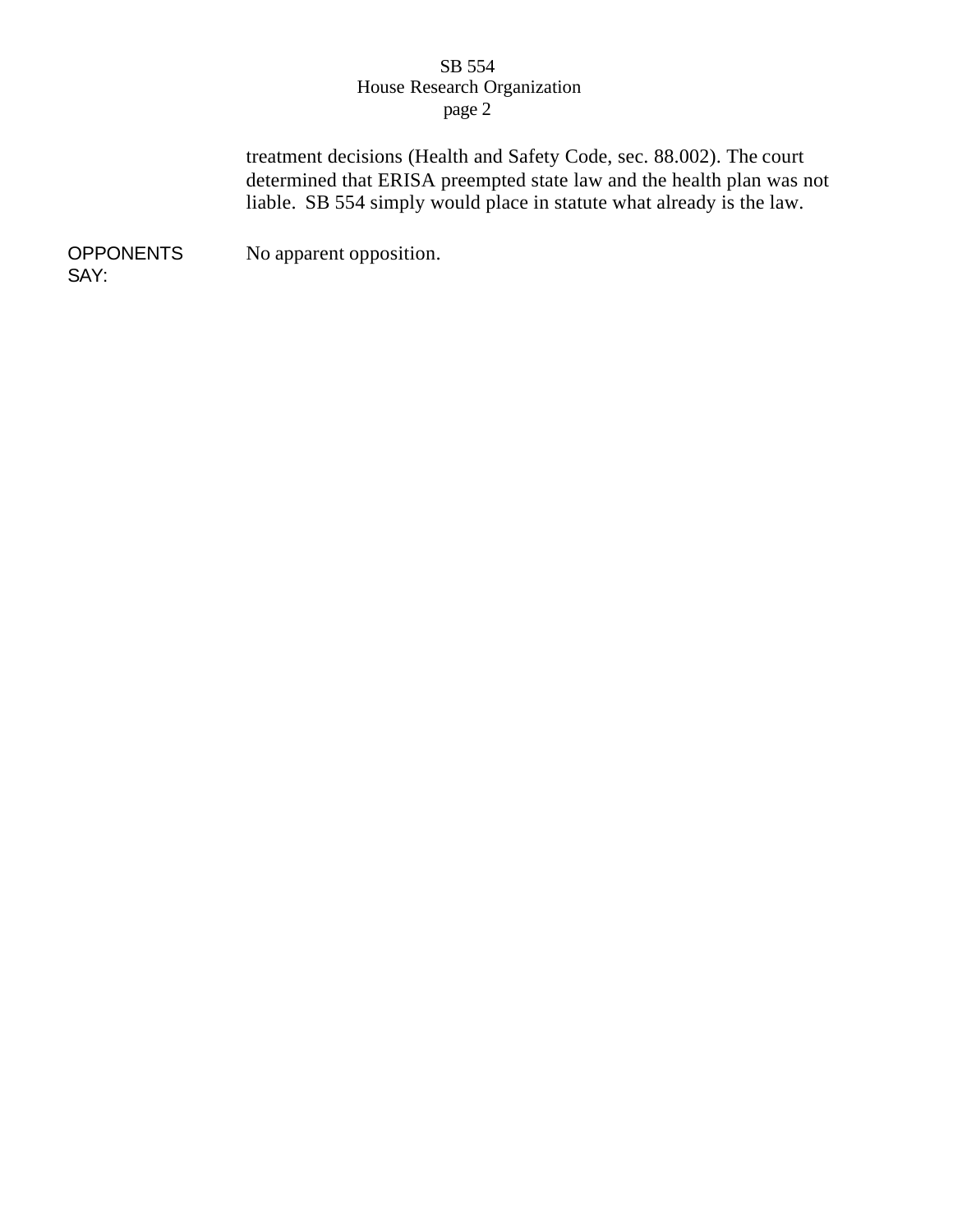treatment decisions (Health and Safety Code, sec. 88.002). The court determined that ERISA preempted state law and the health plan was not liable. SB 554 simply would place in statute what already is the law.

**OPPONENTS SAY:** No apparent opposition.